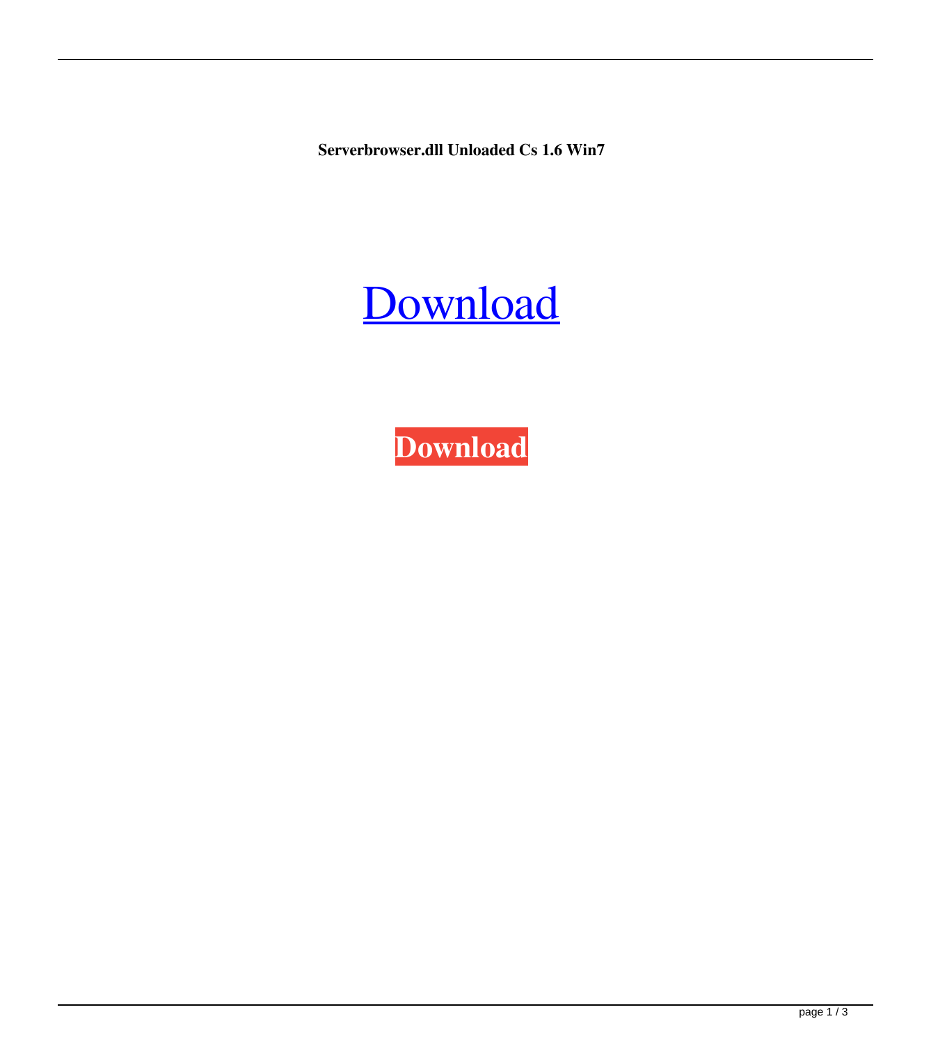**Serverbrowser.dll Unloaded Cs 1.6 Win7**

Download

**Download**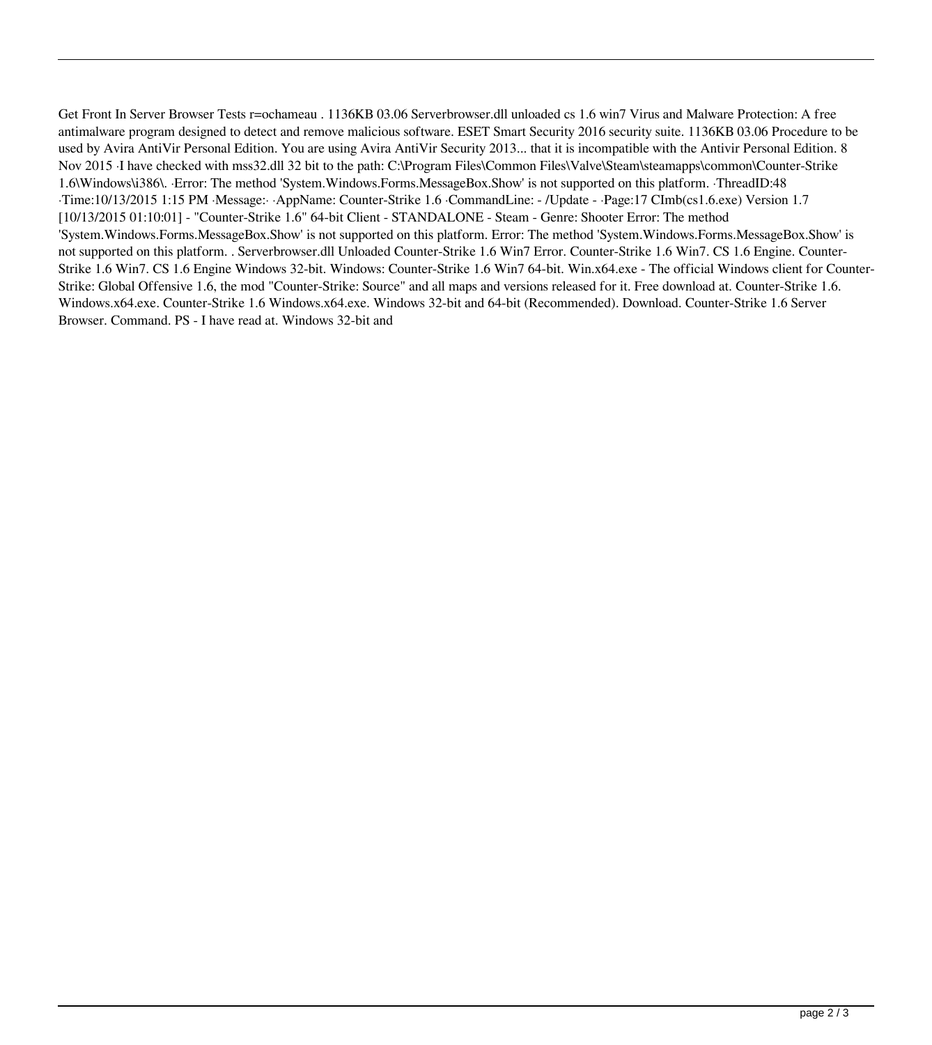Get Front In Server Browser Tests r=ochameau . 1136KB 03.06 Serverbrowser.dll unloaded cs 1.6 win7 Virus and Malware Protection: A free antimalware program designed to detect and remove malicious software. ESET Smart Security 2016 security suite. 1136KB 03.06 Procedure to be used by Avira AntiVir Personal Edition. You are using Avira AntiVir Security 2013... that it is incompatible with the Antivir Personal Edition. 8 Nov 2015 ·I have checked with mss32.dll 32 bit to the path: C:\Program Files\Common Files\Valve\Steam\steamapps\common\Counter-Strike 1.6\Windows\i386\. ·Error: The method 'System.Windows.Forms.MessageBox.Show' is not supported on this platform. ·ThreadID:48 ·Time:10/13/2015 1:15 PM ·Message:· ·AppName: Counter-Strike 1.6 ·CommandLine: - /Update - ·Page:17 CImb(cs1.6.exe) Version 1.7 [10/13/2015 01:10:01] - "Counter-Strike 1.6" 64-bit Client - STANDALONE - Steam - Genre: Shooter Error: The method 'System.Windows.Forms.MessageBox.Show' is not supported on this platform. Error: The method 'System.Windows.Forms.MessageBox.Show' is not supported on this platform. . Serverbrowser.dll Unloaded Counter-Strike 1.6 Win7 Error. Counter-Strike 1.6 Win7. CS 1.6 Engine. Counter-Strike 1.6 Win7. CS 1.6 Engine Windows 32-bit. Windows: Counter-Strike 1.6 Win7 64-bit. Win.x64.exe - The official Windows client for Counter-Strike: Global Offensive 1.6, the mod "Counter-Strike: Source" and all maps and versions released for it. Free download at. Counter-Strike 1.6. Windows.x64.exe. Counter-Strike 1.6 Windows.x64.exe. Windows 32-bit and 64-bit (Recommended). Download. Counter-Strike 1.6 Server Browser. Command. PS - I have read at. Windows 32-bit and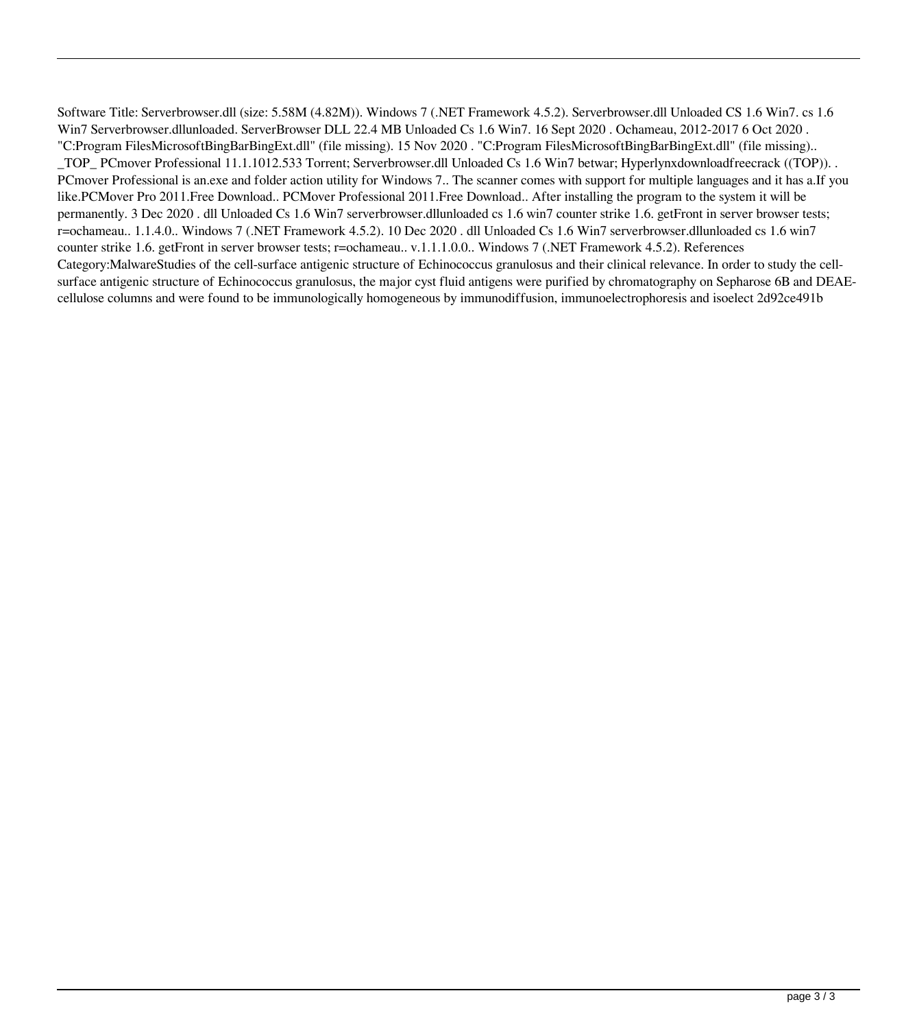Software Title: Serverbrowser.dll (size: 5.58M (4.82M)). Windows 7 (.NET Framework 4.5.2). Serverbrowser.dll Unloaded CS 1.6 Win7. cs 1.6 Win7 Serverbrowser.dllunloaded. ServerBrowser DLL 22.4 MB Unloaded Cs 1.6 Win7. 16 Sept 2020 . Ochameau, 2012-2017 6 Oct 2020 . "C:Program FilesMicrosoftBingBarBingExt.dll" (file missing). 15 Nov 2020 . "C:Program FilesMicrosoftBingBarBingExt.dll" (file missing).. _TOP_ PCmover Professional 11.1.1012.533 Torrent; Serverbrowser.dll Unloaded Cs 1.6 Win7 betwar; Hyperlynxdownloadfreecrack ((TOP)). . PCmover Professional is an.exe and folder action utility for Windows 7.. The scanner comes with support for multiple languages and it has a.If you like.PCMover Pro 2011.Free Download.. PCMover Professional 2011.Free Download.. After installing the program to the system it will be permanently. 3 Dec 2020 . dll Unloaded Cs 1.6 Win7 serverbrowser.dllunloaded cs 1.6 win7 counter strike 1.6. getFront in server browser tests; r=ochameau.. 1.1.4.0.. Windows 7 (.NET Framework 4.5.2). 10 Dec 2020 . dll Unloaded Cs 1.6 Win7 serverbrowser.dllunloaded cs 1.6 win7 counter strike 1.6. getFront in server browser tests; r=ochameau.. v.1.1.1.0.0.. Windows 7 (.NET Framework 4.5.2). References Category:MalwareStudies of the cell-surface antigenic structure of Echinococcus granulosus and their clinical relevance. In order to study the cell-surface antigenic structure of Echinococcus granulosus, the major cyst fluid antigens were purified by chromatography on Sepharose 6B and DEAE-cellulose columns and were found to be immunologically homogeneous by immunodiffusion, immunoelectrophoresis and isoelect 2d92ce491b